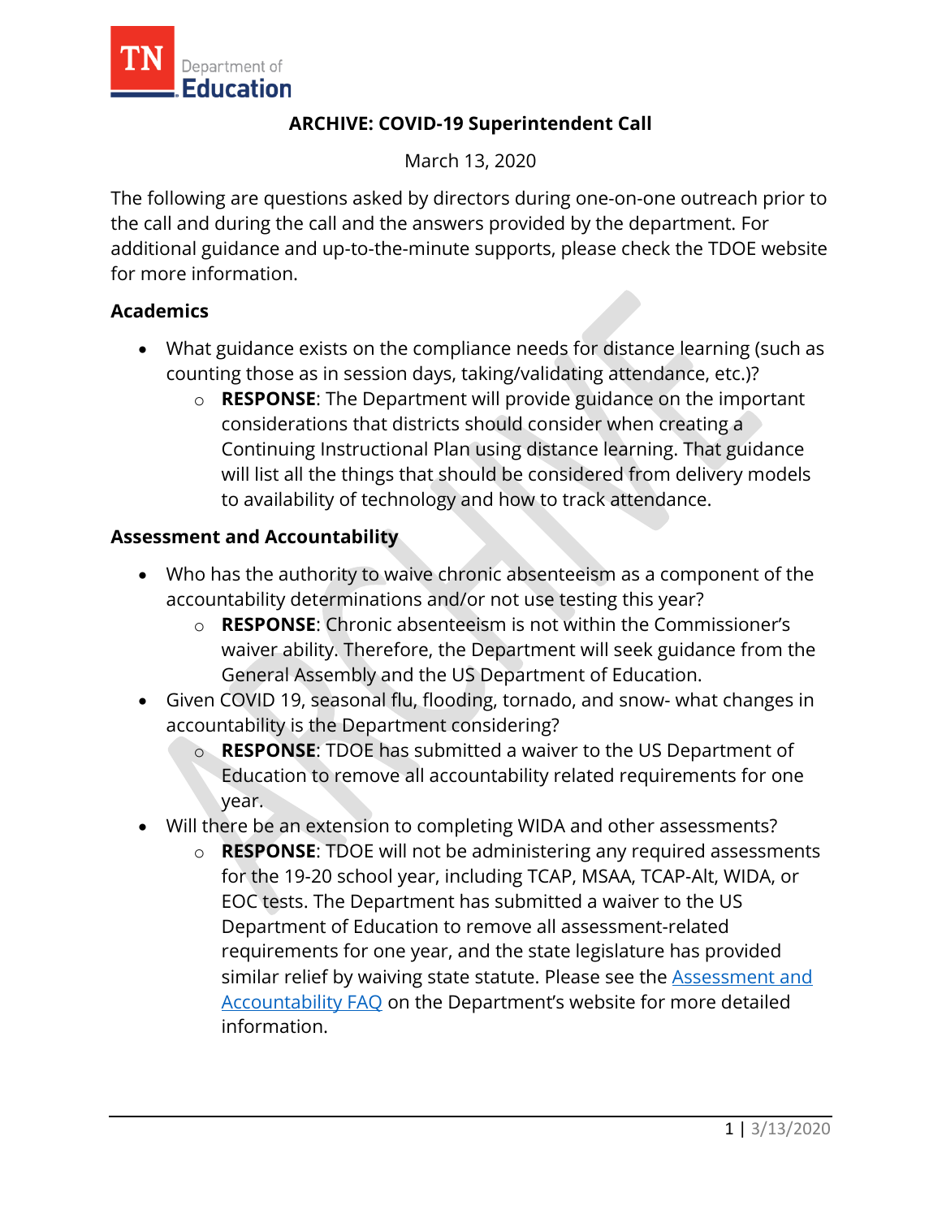# ARCHIVE: COVID-19 Superintendent Call

March 13, 2020

The following are questions asked by directors during one-on-one outreach prior to the call and during the call and the answers provided by the department. For additional guidance and up-to-the-minute supports, please check the TDOE website for more information.

## Academics

- What guidance exists on the compliance needs for distance learning (such as counting those as in session days, taking/validating attendance, etc.)?
  - **RESPONSE**: The Department will provide guidance on the important considerations that districts should consider when creating a Continuing Instructional Plan using distance learning. That guidance will list all the things that should be considered from delivery models to availability of technology and how to track attendance.

## Assessment and Accountability

- Who has the authority to waive chronic absenteeism as a component of the accountability determinations and/or not use testing this year?
  - **RESPONSE**: Chronic absenteeism is not within the Commissioner's waiver ability. Therefore, the Department will seek guidance from the General Assembly and the US Department of Education.
- Given COVID 19, seasonal flu, flooding, tornado, and snow- what changes in accountability is the Department considering?
  - **RESPONSE**: TDOE has submitted a waiver to the US Department of Education to remove all accountability related requirements for one year.
- Will there be an extension to completing WIDA and other assessments?
  - **RESPONSE**: TDOE will not be administering any required assessments for the 19-20 school year, including TCAP, MSAA, TCAP-Alt, WIDA, or EOC tests. The Department has submitted a waiver to the US Department of Education to remove all assessment-related requirements for one year, and the state legislature has provided similar relief by waiving state statute. Please see the Assessment and Accountability FAQ on the Department's website for more detailed information.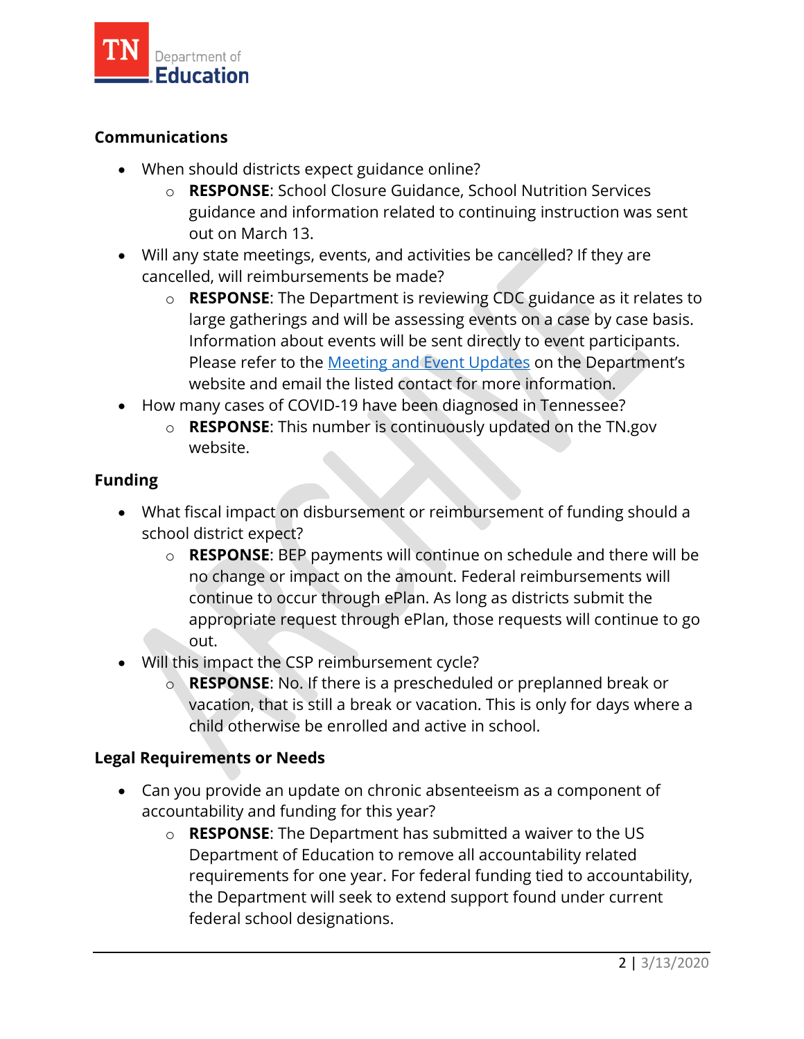## Communications

- When should districts expect guidance online?
  - **RESPONSE**: School Closure Guidance, School Nutrition Services guidance and information related to continuing instruction was sent out on March 13.
- Will any state meetings, events, and activities be cancelled? If they are cancelled, will reimbursements be made?
  - **RESPONSE**: The Department is reviewing CDC guidance as it relates to large gatherings and will be assessing events on a case by case basis. Information about events will be sent directly to event participants. Please refer to the [Meeting and Event Updates] on the Department's website and email the listed contact for more information.
- How many cases of COVID-19 have been diagnosed in Tennessee?
  - **RESPONSE**: This number is continuously updated on the TN.gov website.

## Funding

- What fiscal impact on disbursement or reimbursement of funding should a school district expect?
  - **RESPONSE**: BEP payments will continue on schedule and there will be no change or impact on the amount. Federal reimbursements will continue to occur through ePlan. As long as districts submit the appropriate request through ePlan, those requests will continue to go out.
- Will this impact the CSP reimbursement cycle?
  - **RESPONSE**: No. If there is a prescheduled or preplanned break or vacation, that is still a break or vacation. This is only for days where a child otherwise be enrolled and active in school.

## Legal Requirements or Needs

- Can you provide an update on chronic absenteeism as a component of accountability and funding for this year?
  - **RESPONSE**: The Department has submitted a waiver to the US Department of Education to remove all accountability related requirements for one year. For federal funding tied to accountability, the Department will seek to extend support found under current federal school designations.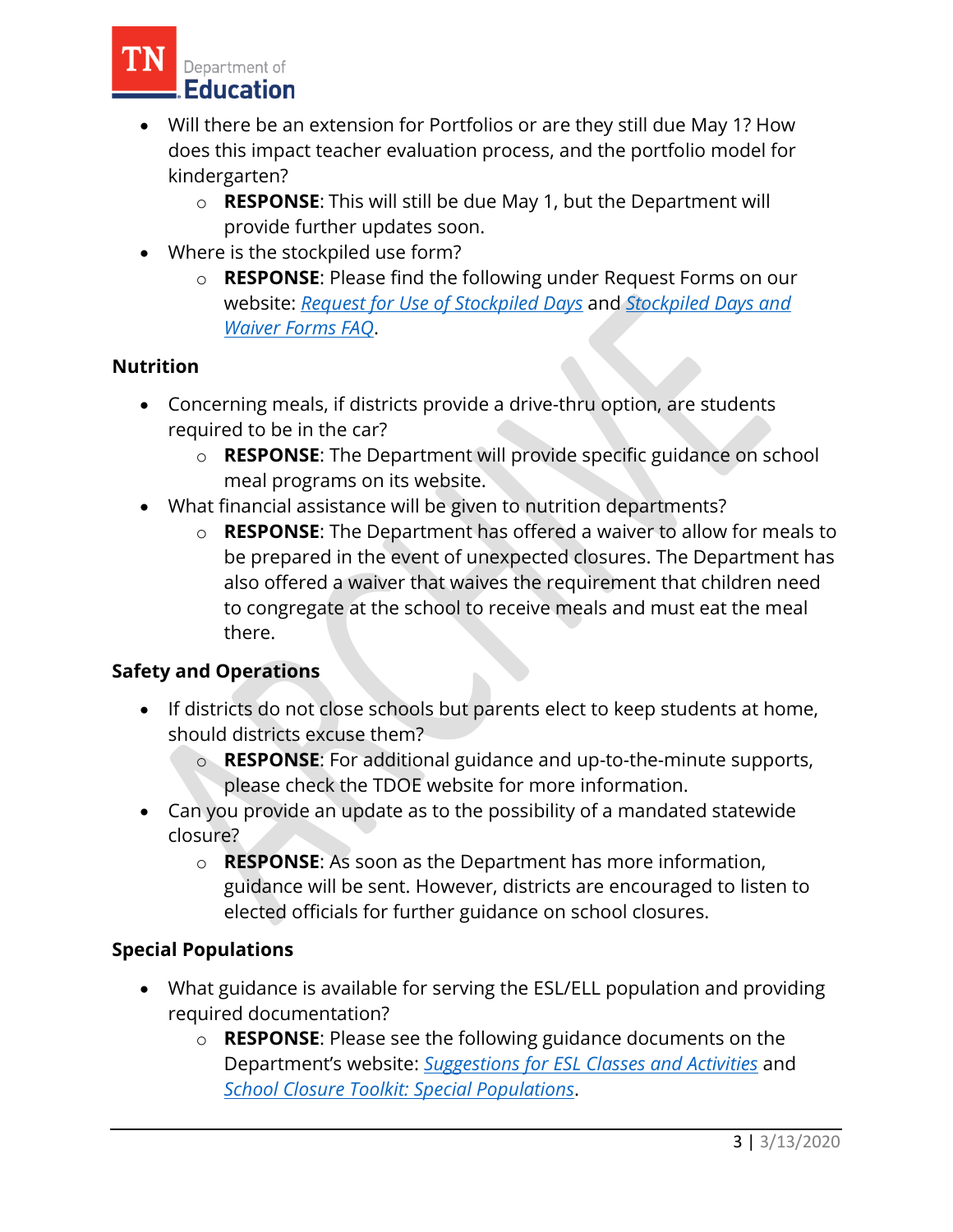- Will there be an extension for Portfolios or are they still due May 1? How does this impact teacher evaluation process, and the portfolio model for kindergarten?
  - **RESPONSE**: This will still be due May 1, but the Department will provide further updates soon.
- Where is the stockpiled use form?
  - **RESPONSE**: Please find the following under Request Forms on our website: *Request for Use of Stockpiled Days* and *Stockpiled Days and Waiver Forms FAQ*.

### Nutrition

- Concerning meals, if districts provide a drive-thru option, are students required to be in the car?
  - **RESPONSE**: The Department will provide specific guidance on school meal programs on its website.
- What financial assistance will be given to nutrition departments?
  - **RESPONSE**: The Department has offered a waiver to allow for meals to be prepared in the event of unexpected closures. The Department has also offered a waiver that waives the requirement that children need to congregate at the school to receive meals and must eat the meal there.

### Safety and Operations

- If districts do not close schools but parents elect to keep students at home, should districts excuse them?
  - **RESPONSE**: For additional guidance and up-to-the-minute supports, please check the TDOE website for more information.
- Can you provide an update as to the possibility of a mandated statewide closure?
  - **RESPONSE**: As soon as the Department has more information, guidance will be sent. However, districts are encouraged to listen to elected officials for further guidance on school closures.

### Special Populations

- What guidance is available for serving the ESL/ELL population and providing required documentation?
  - **RESPONSE**: Please see the following guidance documents on the Department's website: *Suggestions for ESL Classes and Activities* and *School Closure Toolkit: Special Populations*.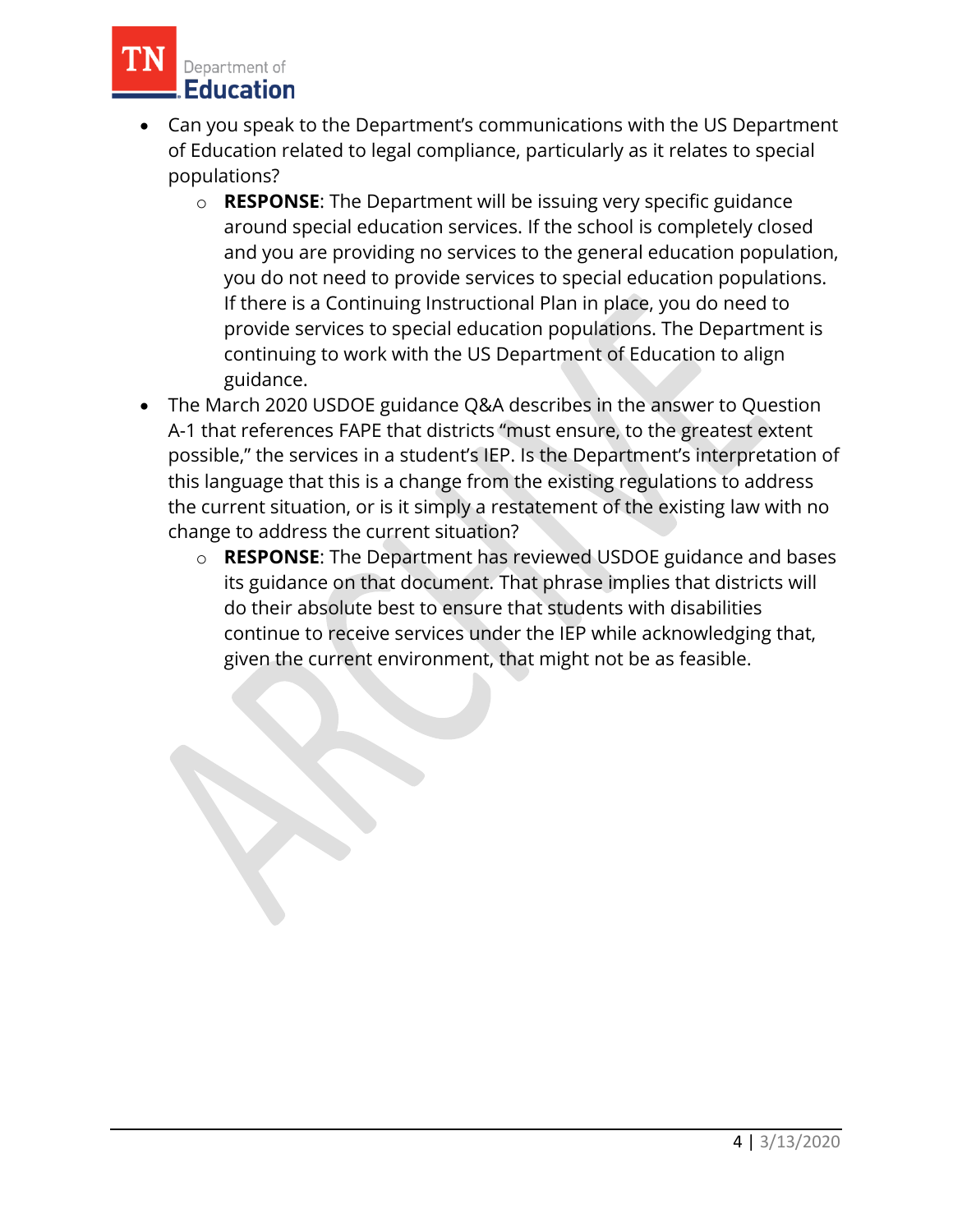- Can you speak to the Department's communications with the US Department of Education related to legal compliance, particularly as it relates to special populations?
  - **RESPONSE**: The Department will be issuing very specific guidance around special education services. If the school is completely closed and you are providing no services to the general education population, you do not need to provide services to special education populations. If there is a Continuing Instructional Plan in place, you do need to provide services to special education populations. The Department is continuing to work with the US Department of Education to align guidance.
- The March 2020 USDOE guidance Q&A describes in the answer to Question A-1 that references FAPE that districts "must ensure, to the greatest extent possible," the services in a student's IEP. Is the Department's interpretation of this language that this is a change from the existing regulations to address the current situation, or is it simply a restatement of the existing law with no change to address the current situation?
  - **RESPONSE**: The Department has reviewed USDOE guidance and bases its guidance on that document. That phrase implies that districts will do their absolute best to ensure that students with disabilities continue to receive services under the IEP while acknowledging that, given the current environment, that might not be as feasible.